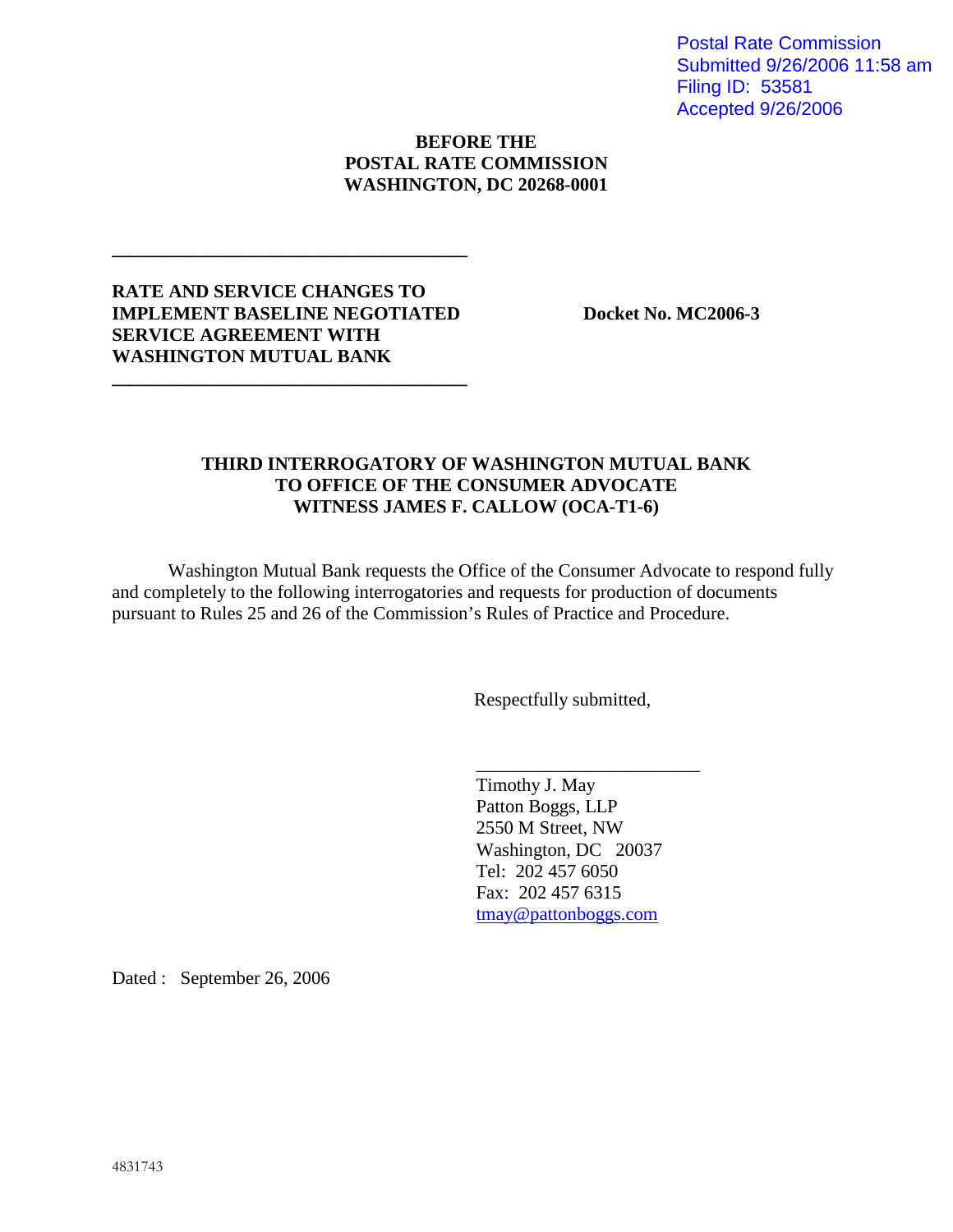Postal Rate Commission
Submitted 9/26/2006 11:58 am
Filing ID: 53581
Accepted 9/26/2006

**BEFORE THE**
**POSTAL RATE COMMISSION**
**WASHINGTON, DC 20268-0001**

---

**RATE AND SERVICE CHANGES TO IMPLEMENT BASELINE NEGOTIATED SERVICE AGREEMENT WITH WASHINGTON MUTUAL BANK**

**Docket No. MC2006-3**

---

**THIRD INTERROGATORY OF WASHINGTON MUTUAL BANK TO OFFICE OF THE CONSUMER ADVOCATE WITNESS JAMES F. CALLOW (OCA-T1-6)**

Washington Mutual Bank requests the Office of the Consumer Advocate to respond fully and completely to the following interrogatories and requests for production of documents pursuant to Rules 25 and 26 of the Commission's Rules of Practice and Procedure.

Respectfully submitted,

\_\_\_\_\_\_\_\_\_\_\_\_\_\_\_\_\_\_\_\_\_\_\_\_

Timothy J. May
Patton Boggs, LLP
2550 M Street, NW
Washington, DC 20037
Tel: 202 457 6050
Fax: 202 457 6315
tmay@pattonboggs.com

Dated : September 26, 2006

4831743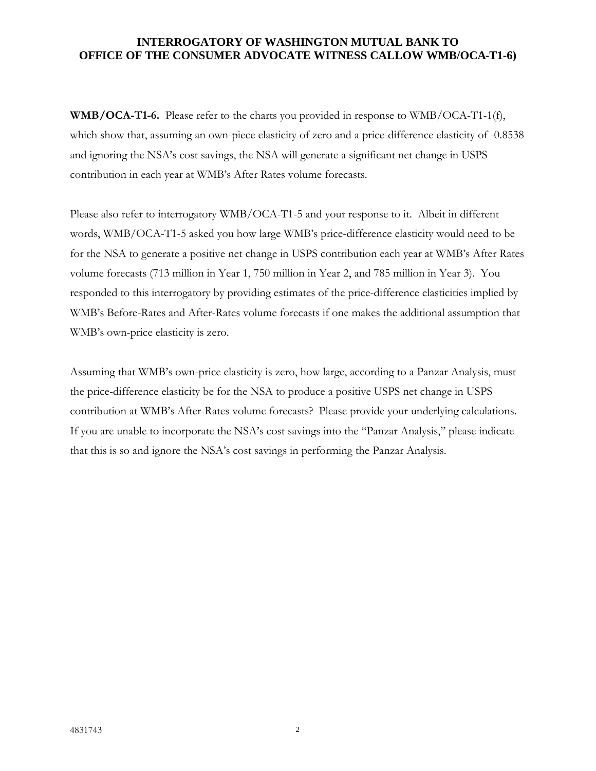**INTERROGATORY OF WASHINGTON MUTUAL BANK TO OFFICE OF THE CONSUMER ADVOCATE WITNESS CALLOW WMB/OCA-T1-6)**

**WMB/OCA-T1-6.** Please refer to the charts you provided in response to WMB/OCA-T1-1(f), which show that, assuming an own-piece elasticity of zero and a price-difference elasticity of -0.8538 and ignoring the NSA's cost savings, the NSA will generate a significant net change in USPS contribution in each year at WMB's After Rates volume forecasts.

Please also refer to interrogatory WMB/OCA-T1-5 and your response to it. Albeit in different words, WMB/OCA-T1-5 asked you how large WMB's price-difference elasticity would need to be for the NSA to generate a positive net change in USPS contribution each year at WMB's After Rates volume forecasts (713 million in Year 1, 750 million in Year 2, and 785 million in Year 3). You responded to this interrogatory by providing estimates of the price-difference elasticities implied by WMB's Before-Rates and After-Rates volume forecasts if one makes the additional assumption that WMB's own-price elasticity is zero.

Assuming that WMB's own-price elasticity is zero, how large, according to a Panzar Analysis, must the price-difference elasticity be for the NSA to produce a positive USPS net change in USPS contribution at WMB's After-Rates volume forecasts? Please provide your underlying calculations. If you are unable to incorporate the NSA's cost savings into the "Panzar Analysis," please indicate that this is so and ignore the NSA's cost savings in performing the Panzar Analysis.

4831743